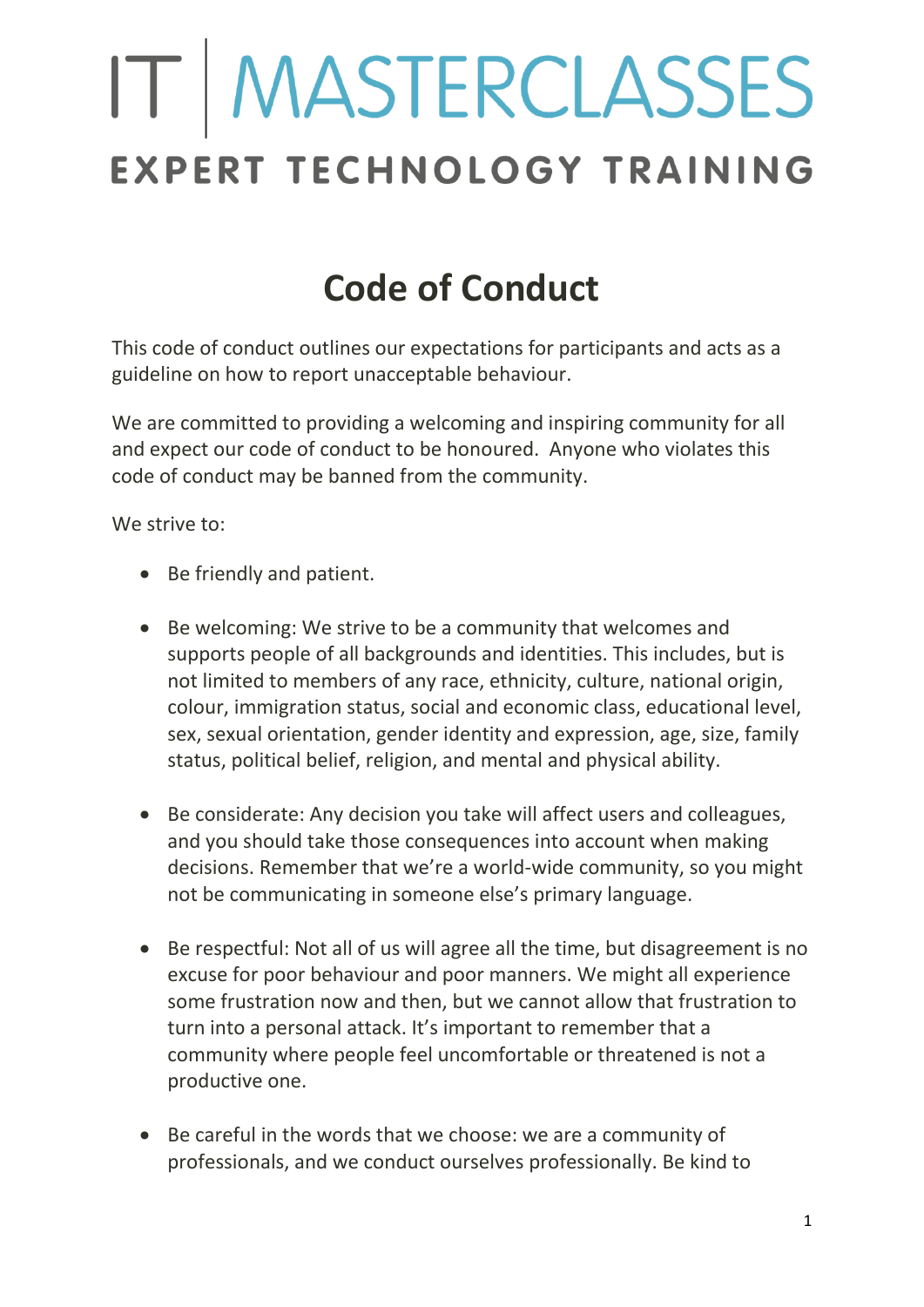# IT | MASTERCLASSES

**EXPERT TECHNOLOGY TRAINING**

## Code of Conduct

This code of conduct outlines our expectations for participants and acts as a guideline on how to report unacceptable behaviour.

We are committed to providing a welcoming and inspiring community for all and expect our code of conduct to be honoured. Anyone who violates this code of conduct may be banned from the community.

We strive to:

- Be friendly and patient.

- Be welcoming: We strive to be a community that welcomes and supports people of all backgrounds and identities. This includes, but is not limited to members of any race, ethnicity, culture, national origin, colour, immigration status, social and economic class, educational level, sex, sexual orientation, gender identity and expression, age, size, family status, political belief, religion, and mental and physical ability.

- Be considerate: Any decision you take will affect users and colleagues, and you should take those consequences into account when making decisions. Remember that we're a world-wide community, so you might not be communicating in someone else's primary language.

- Be respectful: Not all of us will agree all the time, but disagreement is no excuse for poor behaviour and poor manners. We might all experience some frustration now and then, but we cannot allow that frustration to turn into a personal attack. It's important to remember that a community where people feel uncomfortable or threatened is not a productive one.

- Be careful in the words that we choose: we are a community of professionals, and we conduct ourselves professionally. Be kind to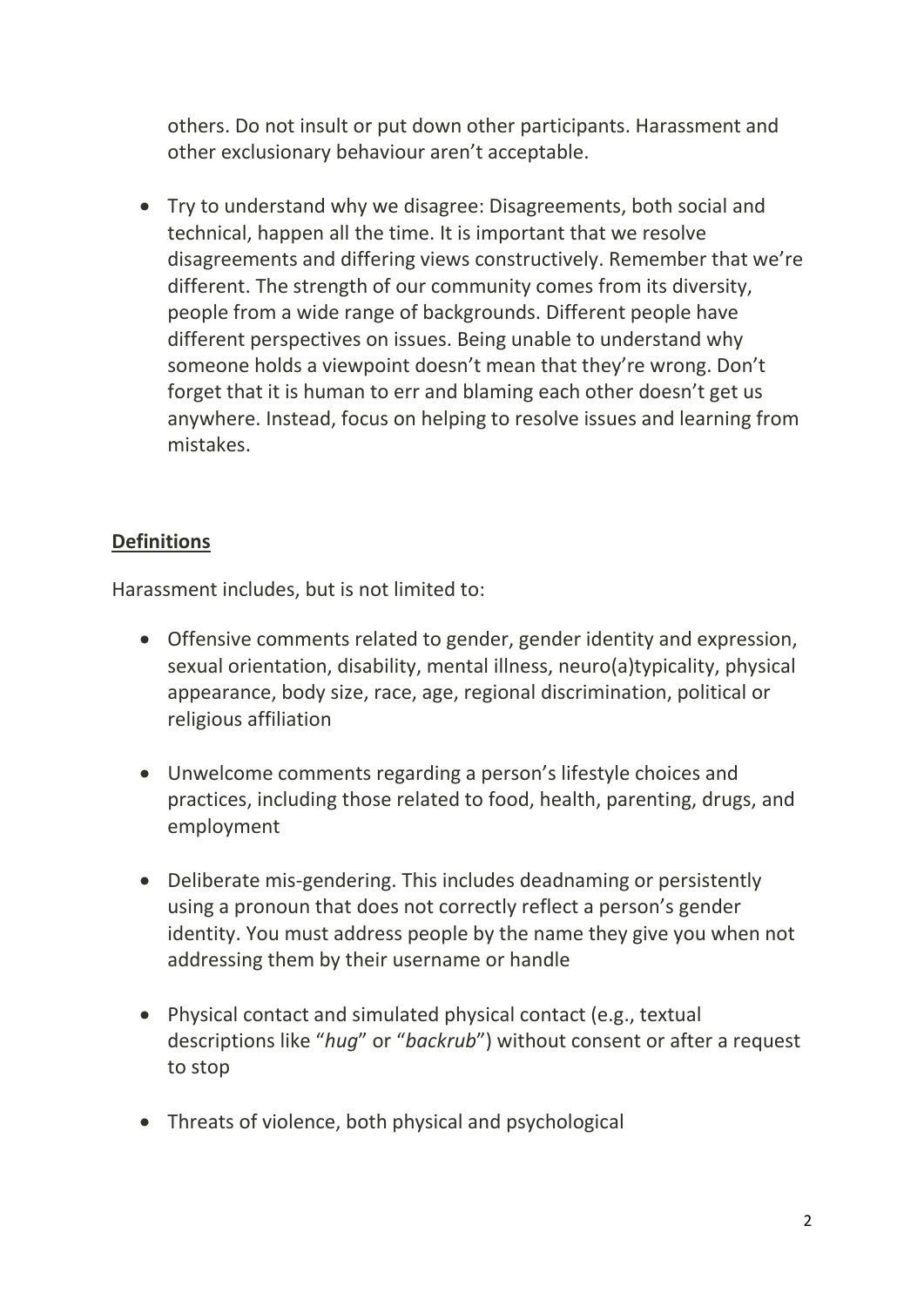others. Do not insult or put down other participants. Harassment and other exclusionary behaviour aren't acceptable.

- Try to understand why we disagree: Disagreements, both social and technical, happen all the time. It is important that we resolve disagreements and differing views constructively. Remember that we're different. The strength of our community comes from its diversity, people from a wide range of backgrounds. Different people have different perspectives on issues. Being unable to understand why someone holds a viewpoint doesn't mean that they're wrong. Don't forget that it is human to err and blaming each other doesn't get us anywhere. Instead, focus on helping to resolve issues and learning from mistakes.

## Definitions

Harassment includes, but is not limited to:

- Offensive comments related to gender, gender identity and expression, sexual orientation, disability, mental illness, neuro(a)typicality, physical appearance, body size, race, age, regional discrimination, political or religious affiliation

- Unwelcome comments regarding a person's lifestyle choices and practices, including those related to food, health, parenting, drugs, and employment

- Deliberate mis-gendering. This includes deadnaming or persistently using a pronoun that does not correctly reflect a person's gender identity. You must address people by the name they give you when not addressing them by their username or handle

- Physical contact and simulated physical contact (e.g., textual descriptions like "*hug*" or "*backrub*") without consent or after a request to stop

- Threats of violence, both physical and psychological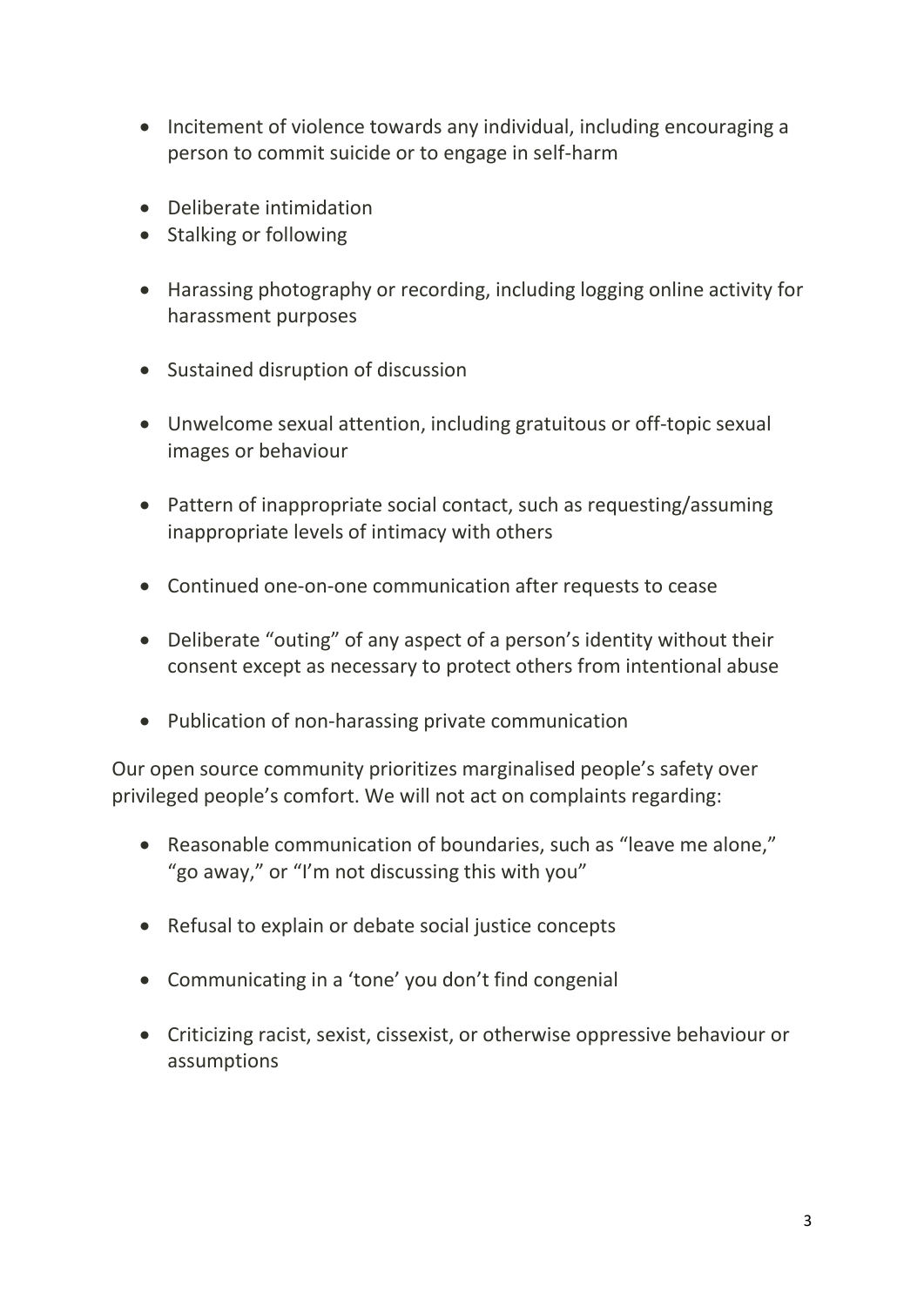- Incitement of violence towards any individual, including encouraging a person to commit suicide or to engage in self-harm
- Deliberate intimidation
- Stalking or following
- Harassing photography or recording, including logging online activity for harassment purposes
- Sustained disruption of discussion
- Unwelcome sexual attention, including gratuitous or off-topic sexual images or behaviour
- Pattern of inappropriate social contact, such as requesting/assuming inappropriate levels of intimacy with others
- Continued one-on-one communication after requests to cease
- Deliberate "outing" of any aspect of a person's identity without their consent except as necessary to protect others from intentional abuse
- Publication of non-harassing private communication

Our open source community prioritizes marginalised people's safety over privileged people's comfort. We will not act on complaints regarding:

- Reasonable communication of boundaries, such as "leave me alone," "go away," or "I'm not discussing this with you"
- Refusal to explain or debate social justice concepts
- Communicating in a 'tone' you don't find congenial
- Criticizing racist, sexist, cissexist, or otherwise oppressive behaviour or assumptions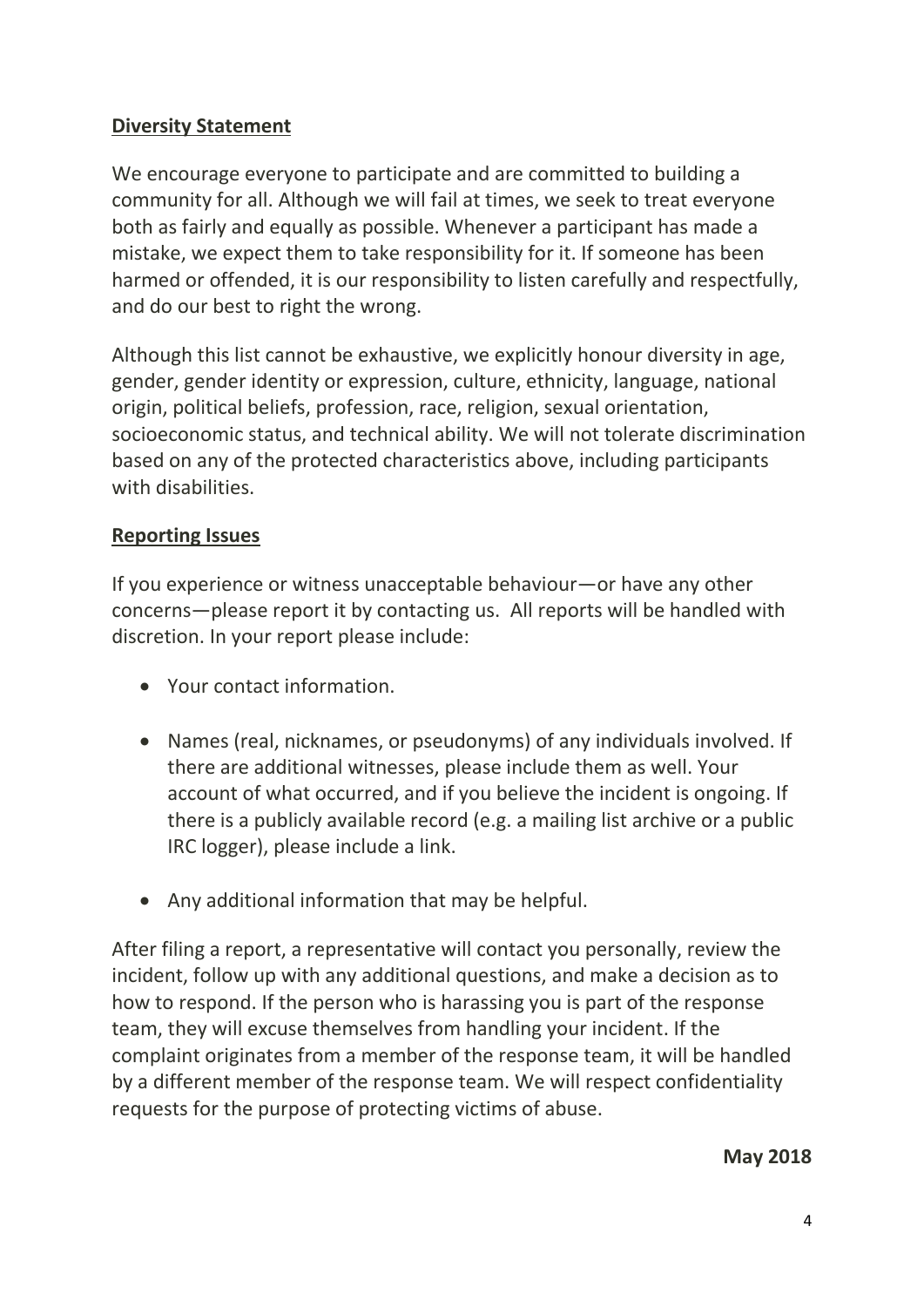## Diversity Statement

We encourage everyone to participate and are committed to building a community for all. Although we will fail at times, we seek to treat everyone both as fairly and equally as possible. Whenever a participant has made a mistake, we expect them to take responsibility for it. If someone has been harmed or offended, it is our responsibility to listen carefully and respectfully, and do our best to right the wrong.

Although this list cannot be exhaustive, we explicitly honour diversity in age, gender, gender identity or expression, culture, ethnicity, language, national origin, political beliefs, profession, race, religion, sexual orientation, socioeconomic status, and technical ability. We will not tolerate discrimination based on any of the protected characteristics above, including participants with disabilities.

## Reporting Issues

If you experience or witness unacceptable behaviour—or have any other concerns—please report it by contacting us. All reports will be handled with discretion. In your report please include:

- Your contact information.
- Names (real, nicknames, or pseudonyms) of any individuals involved. If there are additional witnesses, please include them as well. Your account of what occurred, and if you believe the incident is ongoing. If there is a publicly available record (e.g. a mailing list archive or a public IRC logger), please include a link.
- Any additional information that may be helpful.

After filing a report, a representative will contact you personally, review the incident, follow up with any additional questions, and make a decision as to how to respond. If the person who is harassing you is part of the response team, they will excuse themselves from handling your incident. If the complaint originates from a member of the response team, it will be handled by a different member of the response team. We will respect confidentiality requests for the purpose of protecting victims of abuse.

**May 2018**